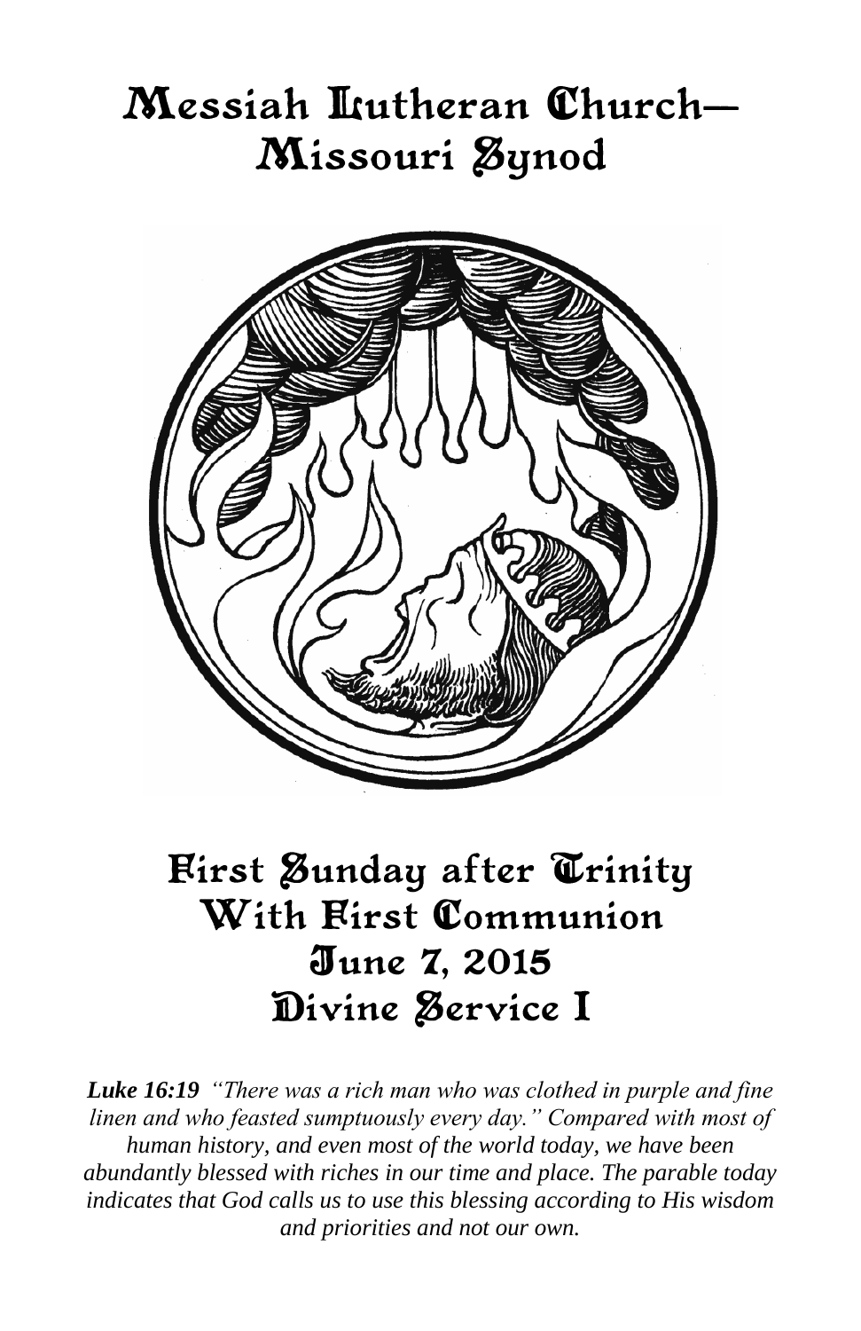# Messiah Lutheran Church— Missouri Synod

## First Sunday after Trinity With First Communion June 7, 2015 Divine Service I

***Luke 16:19*** *"There was a rich man who was clothed in purple and fine linen and who feasted sumptuously every day." Compared with most of human history, and even most of the world today, we have been abundantly blessed with riches in our time and place. The parable today indicates that God calls us to use this blessing according to His wisdom and priorities and not our own.*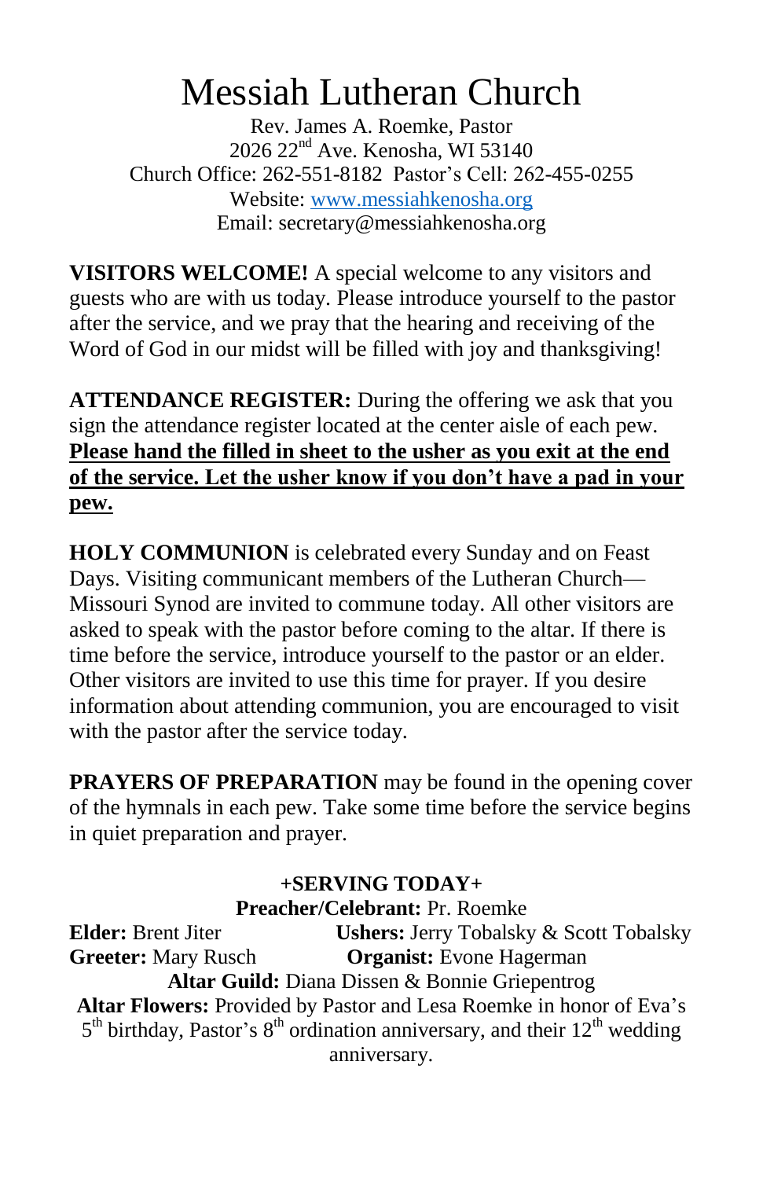# Messiah Lutheran Church

Rev. James A. Roemke, Pastor
2026 22nd Ave. Kenosha, WI 53140
Church Office: 262-551-8182 Pastor's Cell: 262-455-0255
Website: www.messiahkenosha.org
Email: secretary@messiahkenosha.org

**VISITORS WELCOME!** A special welcome to any visitors and guests who are with us today. Please introduce yourself to the pastor after the service, and we pray that the hearing and receiving of the Word of God in our midst will be filled with joy and thanksgiving!

**ATTENDANCE REGISTER:** During the offering we ask that you sign the attendance register located at the center aisle of each pew. **Please hand the filled in sheet to the usher as you exit at the end of the service. Let the usher know if you don't have a pad in your pew.**

**HOLY COMMUNION** is celebrated every Sunday and on Feast Days. Visiting communicant members of the Lutheran Church—Missouri Synod are invited to commune today. All other visitors are asked to speak with the pastor before coming to the altar. If there is time before the service, introduce yourself to the pastor or an elder. Other visitors are invited to use this time for prayer. If you desire information about attending communion, you are encouraged to visit with the pastor after the service today.

**PRAYERS OF PREPARATION** may be found in the opening cover of the hymnals in each pew. Take some time before the service begins in quiet preparation and prayer.

**+SERVING TODAY+**

**Preacher/Celebrant:** Pr. Roemke

**Elder:** Brent Jiter
**Ushers:** Jerry Tobalsky & Scott Tobalsky
**Greeter:** Mary Rusch
**Organist:** Evone Hagerman
**Altar Guild:** Diana Dissen & Bonnie Griepentrog
**Altar Flowers:** Provided by Pastor and Lesa Roemke in honor of Eva's 5th birthday, Pastor's 8th ordination anniversary, and their 12th wedding anniversary.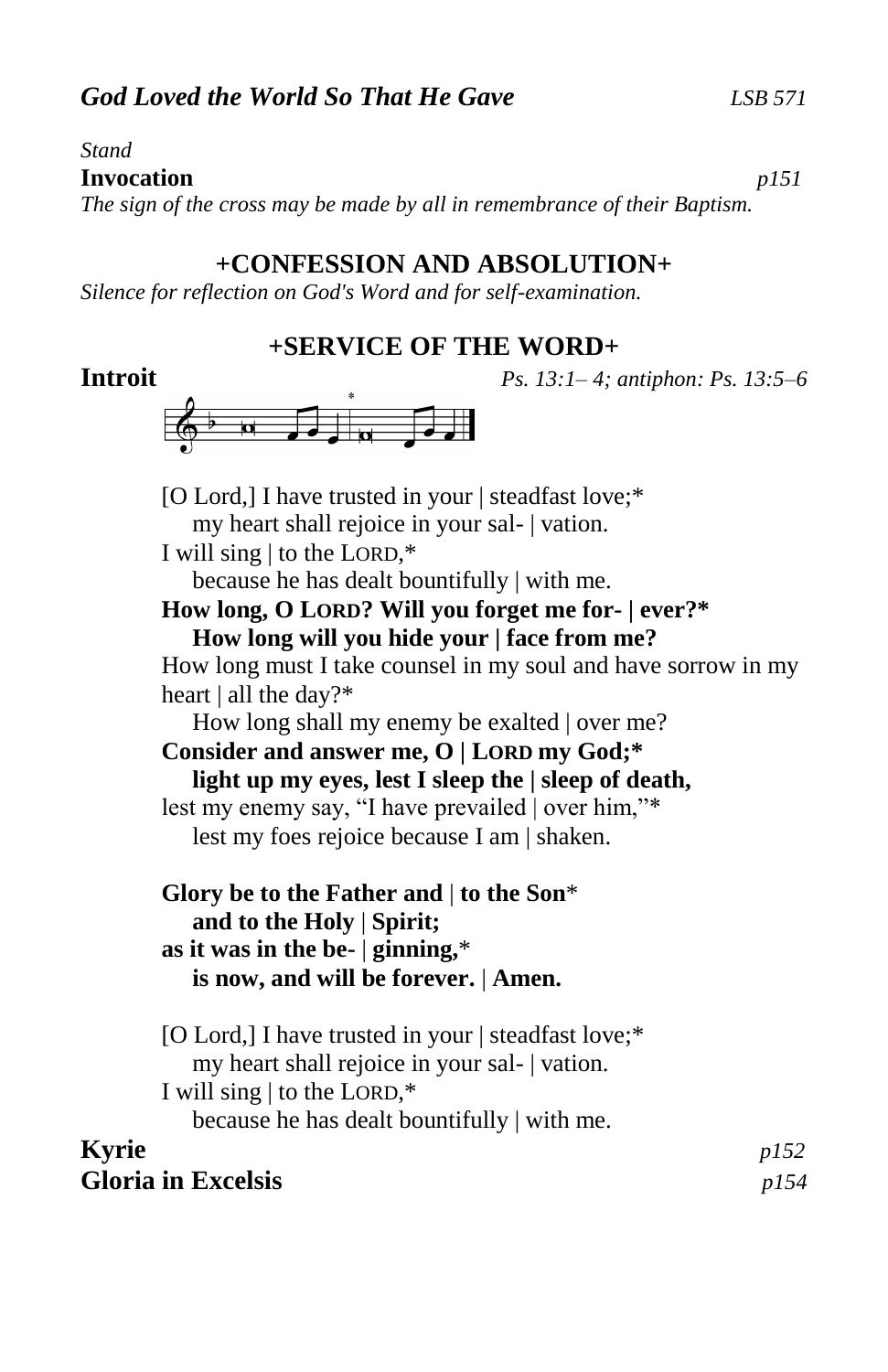## *God Loved the World So That He Gave* *LSB 571*

*Stand*

**Invocation** *p151*

*The sign of the cross may be made by all in remembrance of their Baptism.*

## +CONFESSION AND ABSOLUTION+

*Silence for reflection on God's Word and for self-examination.*

## +SERVICE OF THE WORD+

**Introit** *Ps. 13:1– 4; antiphon: Ps. 13:5–6*

[O Lord,] I have trusted in your | steadfast love;*
  my heart shall rejoice in your sal- | vation.
I will sing | to the LORD,*
  because he has dealt bountifully | with me.
**How long, O LORD? Will you forget me for- | ever?***
  **How long will you hide your | face from me?**
How long must I take counsel in my soul and have sorrow in my heart | all the day?*
  How long shall my enemy be exalted | over me?
**Consider and answer me, O | LORD my God;***
  **light up my eyes, lest I sleep the | sleep of death,**
lest my enemy say, "I have prevailed | over him,"*
  lest my foes rejoice because I am | shaken.

**Glory be to the Father and | to the Son***
  **and to the Holy | Spirit;**
**as it was in the be- | ginning,***
  **is now, and will be forever. | Amen.**

[O Lord,] I have trusted in your | steadfast love;*
  my heart shall rejoice in your sal- | vation.
I will sing | to the LORD,*
  because he has dealt bountifully | with me.

**Kyrie** *p152*

**Gloria in Excelsis** *p154*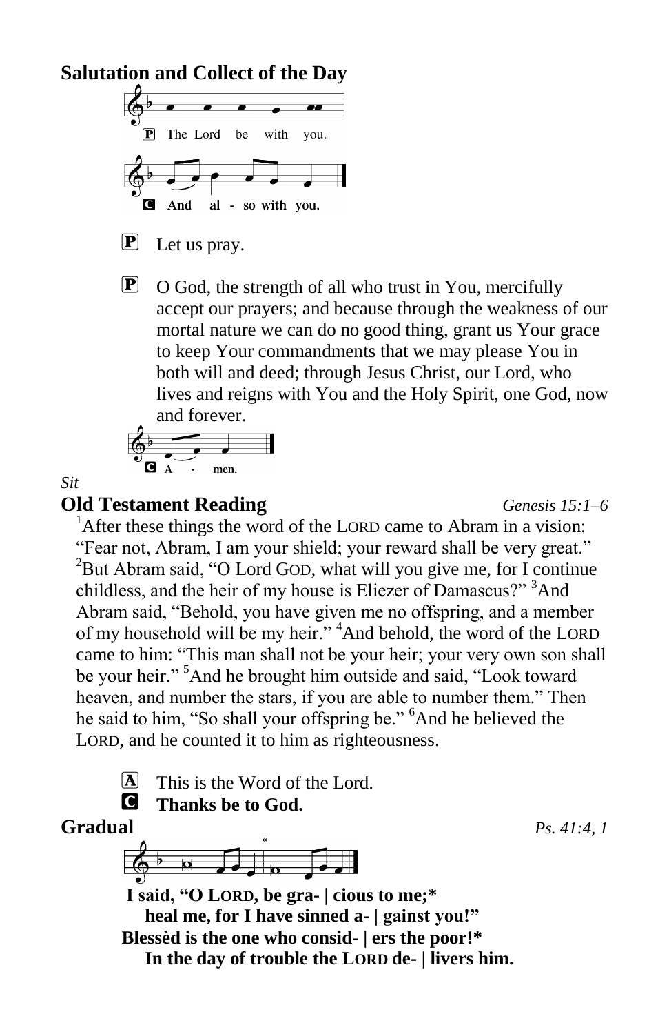## Salutation and Collect of the Day

P The Lord be with you.

**C And also with you.**

P Let us pray.

P O God, the strength of all who trust in You, mercifully accept our prayers; and because through the weakness of our mortal nature we can do no good thing, grant us Your grace to keep Your commandments that we may please You in both will and deed; through Jesus Christ, our Lord, who lives and reigns with You and the Holy Spirit, one God, now and forever.

**C Amen.**

*Sit*

## Old Testament Reading *Genesis 15:1–6*

[1]After these things the word of the LORD came to Abram in a vision: "Fear not, Abram, I am your shield; your reward shall be very great." [2]But Abram said, "O Lord GOD, what will you give me, for I continue childless, and the heir of my house is Eliezer of Damascus?" [3]And Abram said, "Behold, you have given me no offspring, and a member of my household will be my heir." [4]And behold, the word of the LORD came to him: "This man shall not be your heir; your very own son shall be your heir." [5]And he brought him outside and said, "Look toward heaven, and number the stars, if you are able to number them." Then he said to him, "So shall your offspring be." [6]And he believed the LORD, and he counted it to him as righteousness.

A This is the Word of the Lord.

**C Thanks be to God.**

## Gradual *Ps. 41:4, 1*

**I said, "O LORD, be gra- | cious to me;*
heal me, for I have sinned a- | gainst you!"
Blessèd is the one who consid- | ers the poor!*
In the day of trouble the LORD de- | livers him.**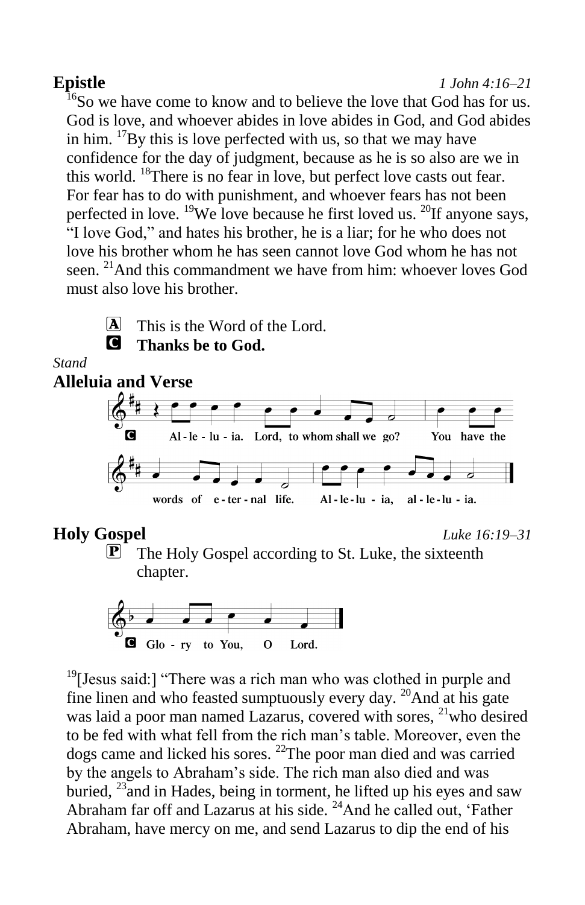**Epistle** *1 John 4:16–21*

[16]So we have come to know and to believe the love that God has for us. God is love, and whoever abides in love abides in God, and God abides in him. [17]By this is love perfected with us, so that we may have confidence for the day of judgment, because as he is so also are we in this world. [18]There is no fear in love, but perfect love casts out fear. For fear has to do with punishment, and whoever fears has not been perfected in love. [19]We love because he first loved us. [20]If anyone says, "I love God," and hates his brother, he is a liar; for he who does not love his brother whom he has seen cannot love God whom he has not seen. [21]And this commandment we have from him: whoever loves God must also love his brother.

A This is the Word of the Lord.
C **Thanks be to God.**

*Stand*

**Alleluia and Verse**

C Al - le - lu - ia. Lord, to whom shall we go? You have the words of e - ter - nal life. Al - le - lu - ia, al - le - lu - ia.

**Holy Gospel** *Luke 16:19–31*

P The Holy Gospel according to St. Luke, the sixteenth chapter.

C Glo - ry to You, O Lord.

[19][Jesus said:] "There was a rich man who was clothed in purple and fine linen and who feasted sumptuously every day. [20]And at his gate was laid a poor man named Lazarus, covered with sores, [21]who desired to be fed with what fell from the rich man's table. Moreover, even the dogs came and licked his sores. [22]The poor man died and was carried by the angels to Abraham's side. The rich man also died and was buried, [23]and in Hades, being in torment, he lifted up his eyes and saw Abraham far off and Lazarus at his side. [24]And he called out, 'Father Abraham, have mercy on me, and send Lazarus to dip the end of his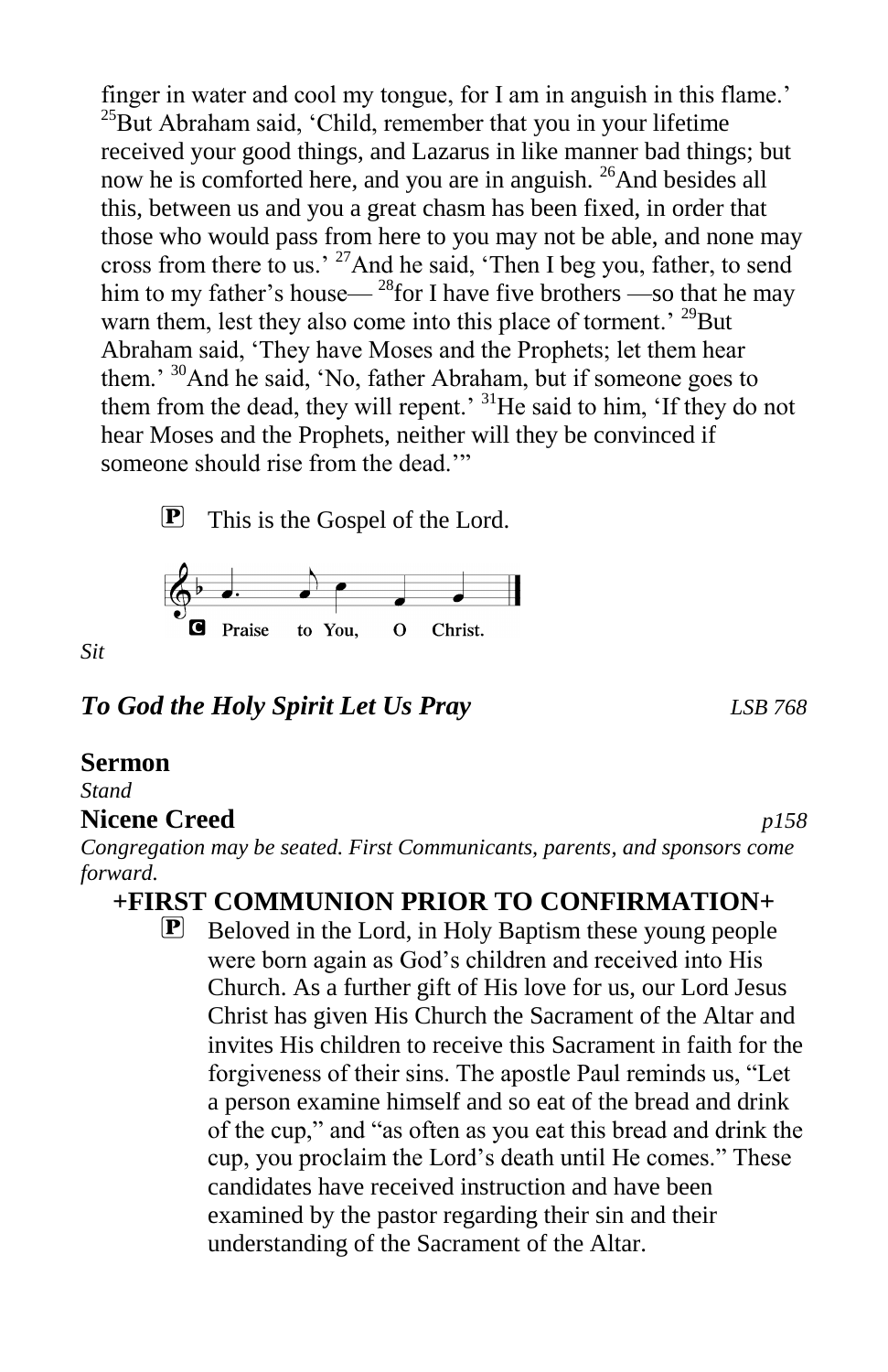finger in water and cool my tongue, for I am in anguish in this flame.' [25]But Abraham said, 'Child, remember that you in your lifetime received your good things, and Lazarus in like manner bad things; but now he is comforted here, and you are in anguish. [26]And besides all this, between us and you a great chasm has been fixed, in order that those who would pass from here to you may not be able, and none may cross from there to us.' [27]And he said, 'Then I beg you, father, to send him to my father's house— [28]for I have five brothers —so that he may warn them, lest they also come into this place of torment.' [29]But Abraham said, 'They have Moses and the Prophets; let them hear them.' [30]And he said, 'No, father Abraham, but if someone goes to them from the dead, they will repent.' [31]He said to him, 'If they do not hear Moses and the Prophets, neither will they be convinced if someone should rise from the dead.'"

P This is the Gospel of the Lord.

C Praise to You, O Christ.

*Sit*

***To God the Holy Spirit Let Us Pray*** *LSB 768*

**Sermon**

*Stand*

**Nicene Creed** *p158*

*Congregation may be seated. First Communicants, parents, and sponsors come forward.*

**+FIRST COMMUNION PRIOR TO CONFIRMATION+**

P Beloved in the Lord, in Holy Baptism these young people were born again as God's children and received into His Church. As a further gift of His love for us, our Lord Jesus Christ has given His Church the Sacrament of the Altar and invites His children to receive this Sacrament in faith for the forgiveness of their sins. The apostle Paul reminds us, "Let a person examine himself and so eat of the bread and drink of the cup," and "as often as you eat this bread and drink the cup, you proclaim the Lord's death until He comes." These candidates have received instruction and have been examined by the pastor regarding their sin and their understanding of the Sacrament of the Altar.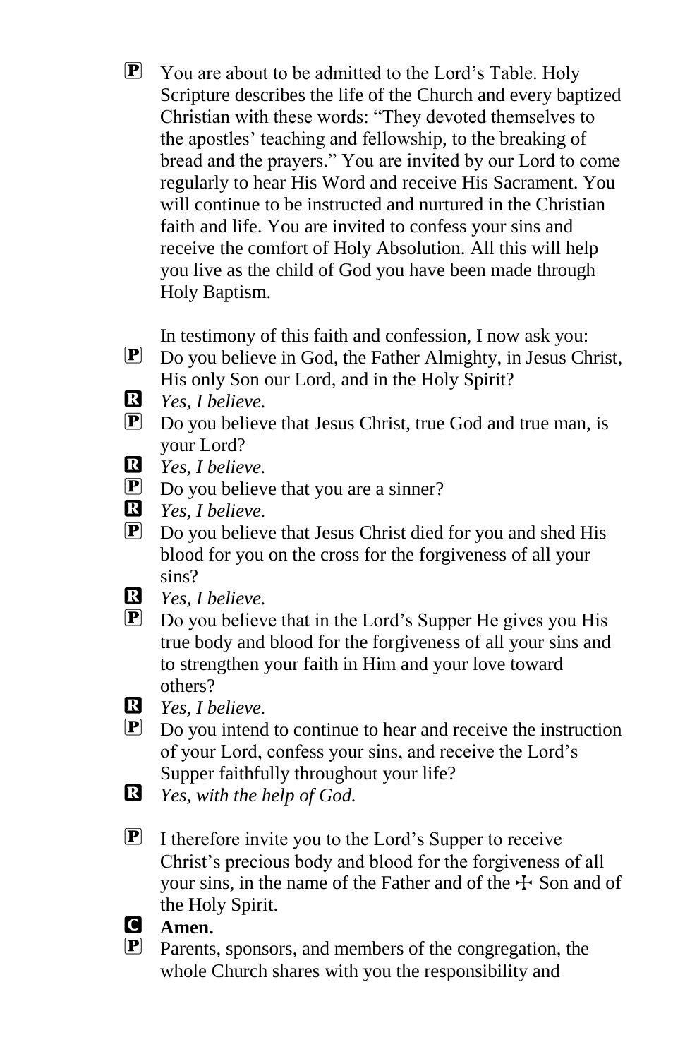**P** You are about to be admitted to the Lord's Table. Holy Scripture describes the life of the Church and every baptized Christian with these words: "They devoted themselves to the apostles' teaching and fellowship, to the breaking of bread and the prayers." You are invited by our Lord to come regularly to hear His Word and receive His Sacrament. You will continue to be instructed and nurtured in the Christian faith and life. You are invited to confess your sins and receive the comfort of Holy Absolution. All this will help you live as the child of God you have been made through Holy Baptism.

In testimony of this faith and confession, I now ask you:

**P** Do you believe in God, the Father Almighty, in Jesus Christ, His only Son our Lord, and in the Holy Spirit?

**R** *Yes, I believe.*

**P** Do you believe that Jesus Christ, true God and true man, is your Lord?

**R** *Yes, I believe.*

**P** Do you believe that you are a sinner?

**R** *Yes, I believe.*

**P** Do you believe that Jesus Christ died for you and shed His blood for you on the cross for the forgiveness of all your sins?

**R** *Yes, I believe.*

**P** Do you believe that in the Lord's Supper He gives you His true body and blood for the forgiveness of all your sins and to strengthen your faith in Him and your love toward others?

**R** *Yes, I believe.*

**P** Do you intend to continue to hear and receive the instruction of your Lord, confess your sins, and receive the Lord's Supper faithfully throughout your life?

**R** *Yes, with the help of God.*

**P** I therefore invite you to the Lord's Supper to receive Christ's precious body and blood for the forgiveness of all your sins, in the name of the Father and of the ☩ Son and of the Holy Spirit.

**C** **Amen.**

**P** Parents, sponsors, and members of the congregation, the whole Church shares with you the responsibility and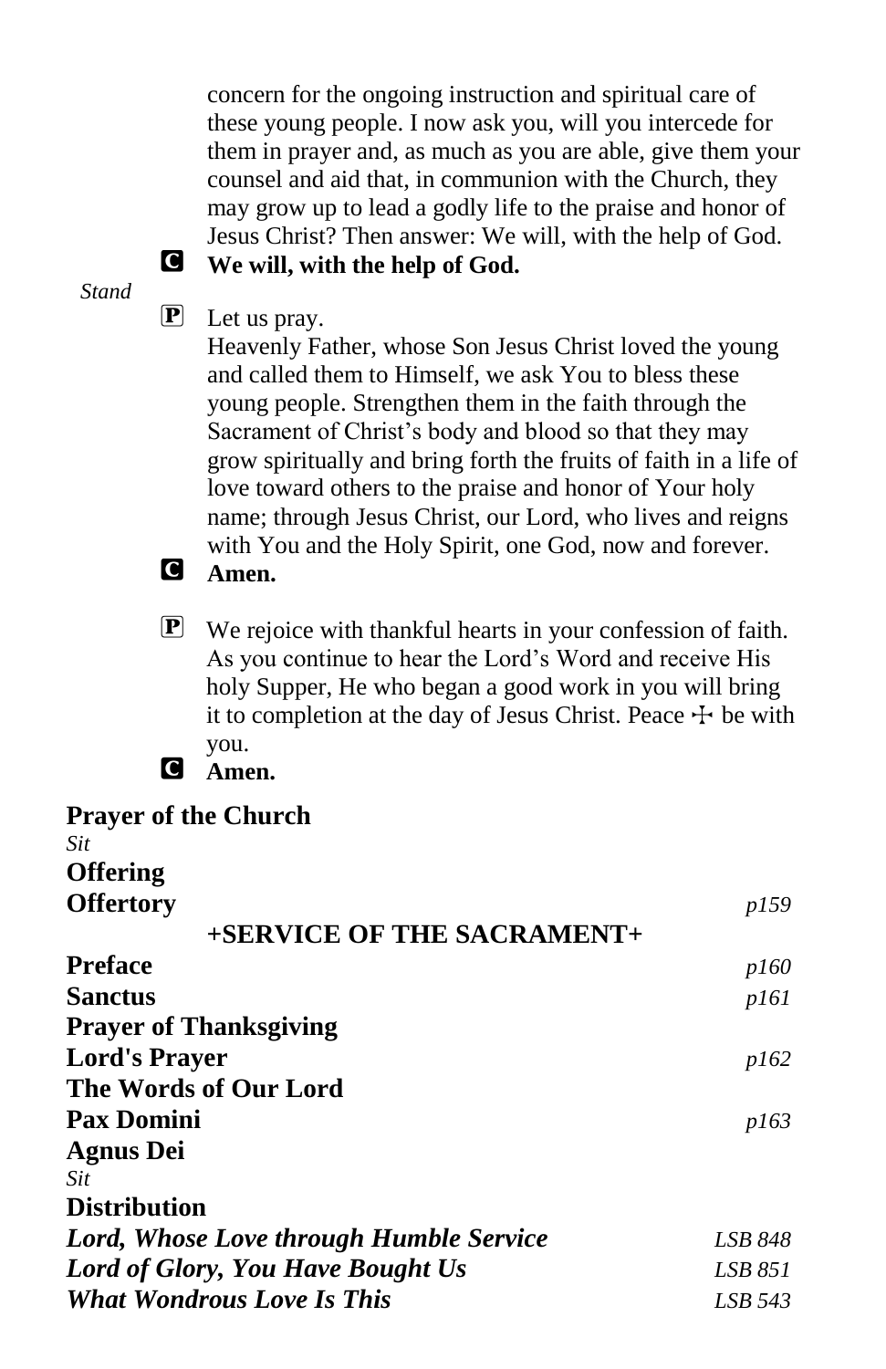concern for the ongoing instruction and spiritual care of these young people. I now ask you, will you intercede for them in prayer and, as much as you are able, give them your counsel and aid that, in communion with the Church, they may grow up to lead a godly life to the praise and honor of Jesus Christ? Then answer: We will, with the help of God.

**C** **We will, with the help of God.**

*Stand*

**P** Let us pray.
Heavenly Father, whose Son Jesus Christ loved the young and called them to Himself, we ask You to bless these young people. Strengthen them in the faith through the Sacrament of Christ's body and blood so that they may grow spiritually and bring forth the fruits of faith in a life of love toward others to the praise and honor of Your holy name; through Jesus Christ, our Lord, who lives and reigns with You and the Holy Spirit, one God, now and forever.

**C** **Amen.**

**P** We rejoice with thankful hearts in your confession of faith. As you continue to hear the Lord's Word and receive His holy Supper, He who began a good work in you will bring it to completion at the day of Jesus Christ. Peace ☩ be with you.

**C** **Amen.**

**Prayer of the Church**

*Sit*

**Offering**

**Offertory** *p159*

## +SERVICE OF THE SACRAMENT+

**Preface** *p160*

**Sanctus** *p161*

**Prayer of Thanksgiving**

**Lord's Prayer** *p162*

**The Words of Our Lord**

**Pax Domini** *p163*

**Agnus Dei**

*Sit*

**Distribution**

***Lord, Whose Love through Humble Service*** *LSB 848*

***Lord of Glory, You Have Bought Us*** *LSB 851*

***What Wondrous Love Is This*** *LSB 543*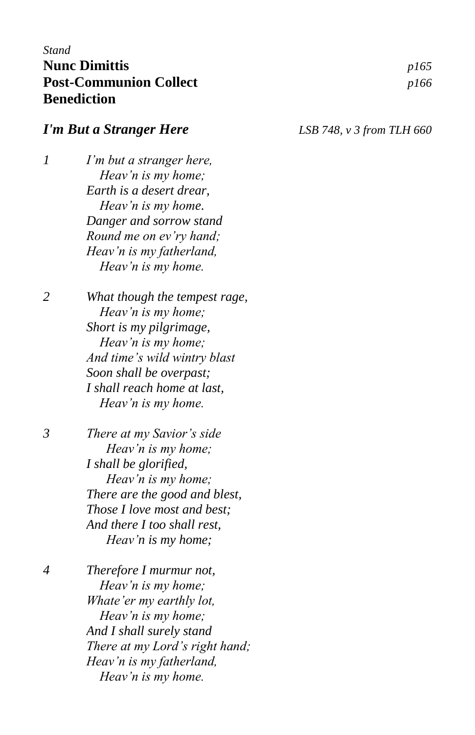*Stand*

**Nunc Dimittis** *p165*

**Post-Communion Collect** *p166*

**Benediction**

***I'm But a Stranger Here*** *LSB 748, v 3 from TLH 660*

1 *I'm but a stranger here,*
*Heav'n is my home;*
*Earth is a desert drear,*
*Heav'n is my home.*
*Danger and sorrow stand*
*Round me on ev'ry hand;*
*Heav'n is my fatherland,*
*Heav'n is my home.*

2 *What though the tempest rage,*
*Heav'n is my home;*
*Short is my pilgrimage,*
*Heav'n is my home;*
*And time's wild wintry blast*
*Soon shall be overpast;*
*I shall reach home at last,*
*Heav'n is my home.*

3 *There at my Savior's side*
*Heav'n is my home;*
*I shall be glorified,*
*Heav'n is my home;*
*There are the good and blest,*
*Those I love most and best;*
*And there I too shall rest,*
*Heav'n is my home;*

4 *Therefore I murmur not,*
*Heav'n is my home;*
*Whate'er my earthly lot,*
*Heav'n is my home;*
*And I shall surely stand*
*There at my Lord's right hand;*
*Heav'n is my fatherland,*
*Heav'n is my home.*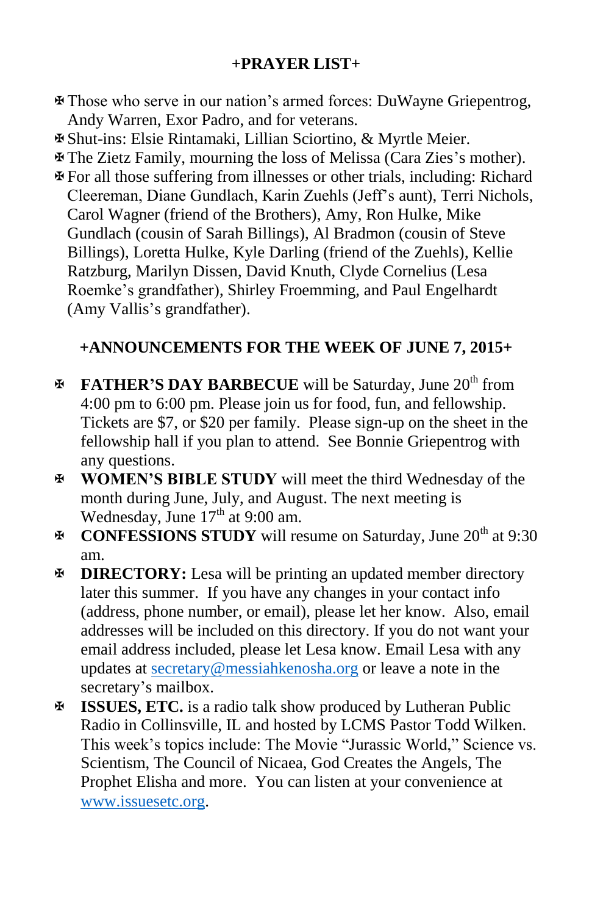## +PRAYER LIST+

- ✠ Those who serve in our nation's armed forces: DuWayne Griepentrog, Andy Warren, Exor Padro, and for veterans.
- ✠ Shut-ins: Elsie Rintamaki, Lillian Sciortino, & Myrtle Meier.
- ✠ The Zietz Family, mourning the loss of Melissa (Cara Zies's mother).
- ✠ For all those suffering from illnesses or other trials, including: Richard Cleereman, Diane Gundlach, Karin Zuehls (Jeff's aunt), Terri Nichols, Carol Wagner (friend of the Brothers), Amy, Ron Hulke, Mike Gundlach (cousin of Sarah Billings), Al Bradmon (cousin of Steve Billings), Loretta Hulke, Kyle Darling (friend of the Zuehls), Kellie Ratzburg, Marilyn Dissen, David Knuth, Clyde Cornelius (Lesa Roemke's grandfather), Shirley Froemming, and Paul Engelhardt (Amy Vallis's grandfather).

## +ANNOUNCEMENTS FOR THE WEEK OF JUNE 7, 2015+

- ✠ **FATHER'S DAY BARBECUE** will be Saturday, June 20th from 4:00 pm to 6:00 pm. Please join us for food, fun, and fellowship. Tickets are $7, or $20 per family. Please sign-up on the sheet in the fellowship hall if you plan to attend. See Bonnie Griepentrog with any questions.
- ✠ **WOMEN'S BIBLE STUDY** will meet the third Wednesday of the month during June, July, and August. The next meeting is Wednesday, June 17th at 9:00 am.
- ✠ **CONFESSIONS STUDY** will resume on Saturday, June 20th at 9:30 am.
- ✠ **DIRECTORY:** Lesa will be printing an updated member directory later this summer. If you have any changes in your contact info (address, phone number, or email), please let her know. Also, email addresses will be included on this directory. If you do not want your email address included, please let Lesa know. Email Lesa with any updates at secretary@messiahkenosha.org or leave a note in the secretary's mailbox.
- ✠ **ISSUES, ETC.** is a radio talk show produced by Lutheran Public Radio in Collinsville, IL and hosted by LCMS Pastor Todd Wilken. This week's topics include: The Movie "Jurassic World," Science vs. Scientism, The Council of Nicaea, God Creates the Angels, The Prophet Elisha and more. You can listen at your convenience at www.issuesetc.org.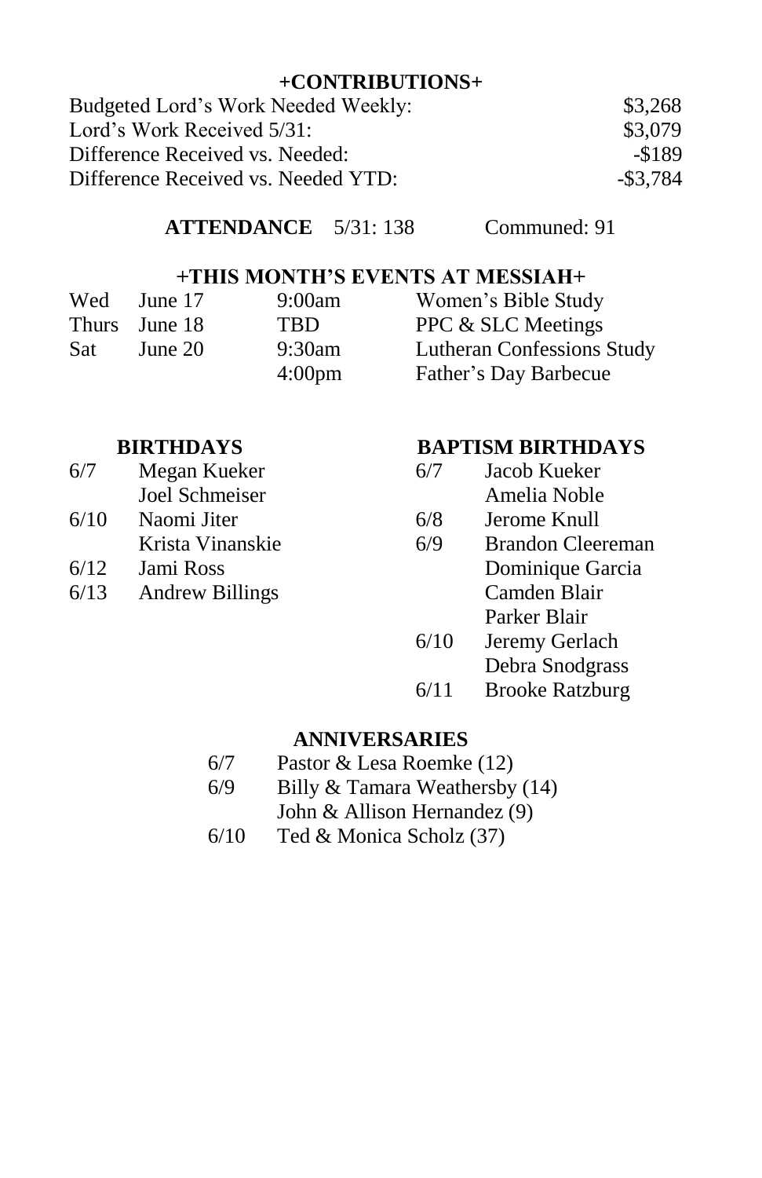## +CONTRIBUTIONS+

| | |
|---|---|
| Budgeted Lord's Work Needed Weekly: | \$3,268 |
| Lord's Work Received 5/31: | \$3,079 |
| Difference Received vs. Needed: | -\$189 |
| Difference Received vs. Needed YTD: | -\$3,784 |

**ATTENDANCE** 5/31: 138 Communed: 91

## +THIS MONTH'S EVENTS AT MESSIAH+

| | | | |
|---|---|---|---|
| Wed | June 17 | 9:00am | Women's Bible Study |
| Thurs | June 18 | TBD | PPC & SLC Meetings |
| Sat | June 20 | 9:30am | Lutheran Confessions Study |
| | | 4:00pm | Father's Day Barbecue |

### BIRTHDAYS

| | |
|---|---|
| 6/7 | Megan Kueker |
| | Joel Schmeiser |
| 6/10 | Naomi Jiter |
| | Krista Vinanskie |
| 6/12 | Jami Ross |
| 6/13 | Andrew Billings |

### BAPTISM BIRTHDAYS

| | |
|---|---|
| 6/7 | Jacob Kueker |
| | Amelia Noble |
| 6/8 | Jerome Knull |
| 6/9 | Brandon Cleereman |
| | Dominique Garcia |
| | Camden Blair |
| | Parker Blair |
| 6/10 | Jeremy Gerlach |
| | Debra Snodgrass |
| 6/11 | Brooke Ratzburg |

### ANNIVERSARIES

| | |
|---|---|
| 6/7 | Pastor & Lesa Roemke (12) |
| 6/9 | Billy & Tamara Weathersby (14) |
| | John & Allison Hernandez (9) |
| 6/10 | Ted & Monica Scholz (37) |